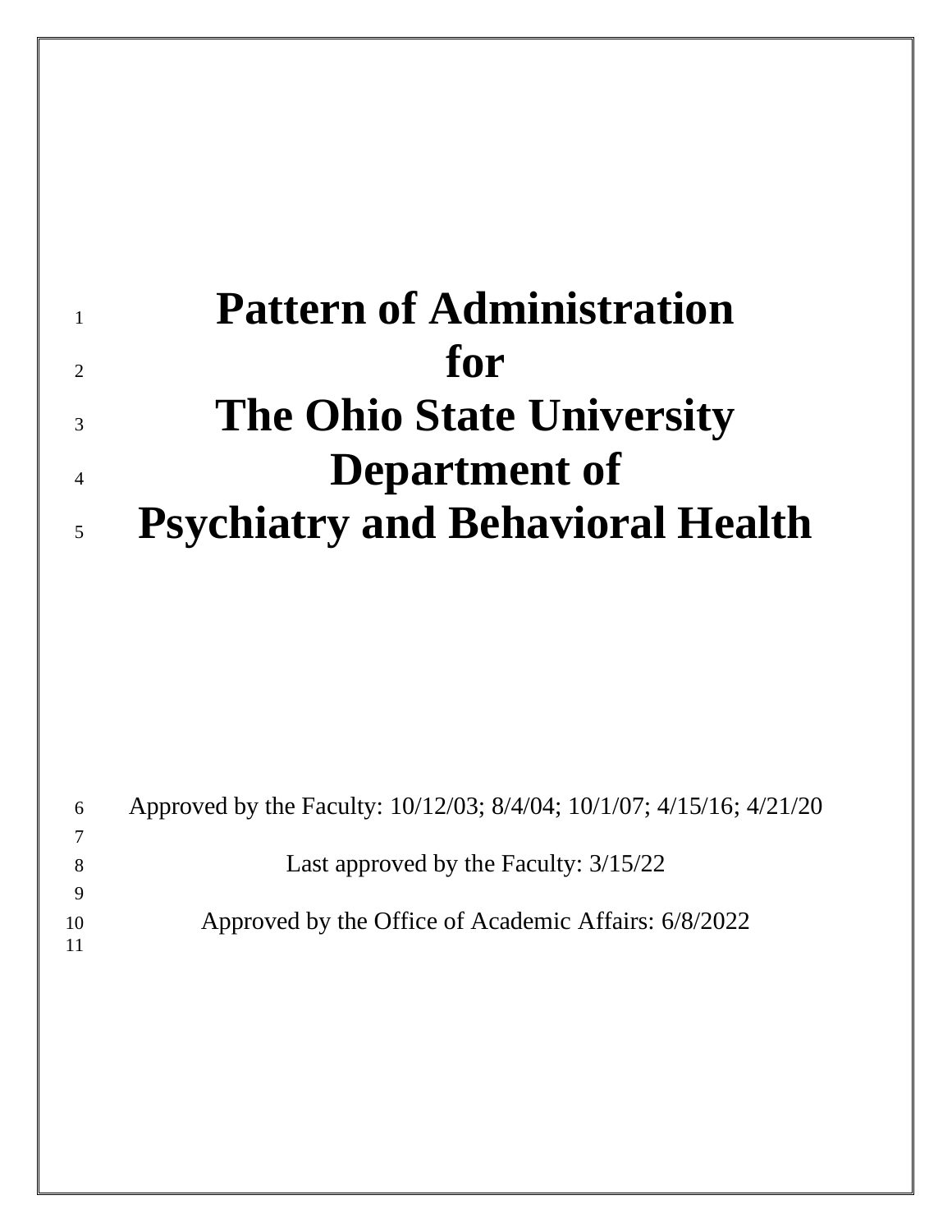# Pattern of Administration for The Ohio State University Department of Psychiatry and Behavioral Health

Approved by the Faculty: 10/12/03; 8/4/04; 10/1/07; 4/15/16; 4/21/20

Last approved by the Faculty: 3/15/22

Approved by the Office of Academic Affairs: 6/8/2022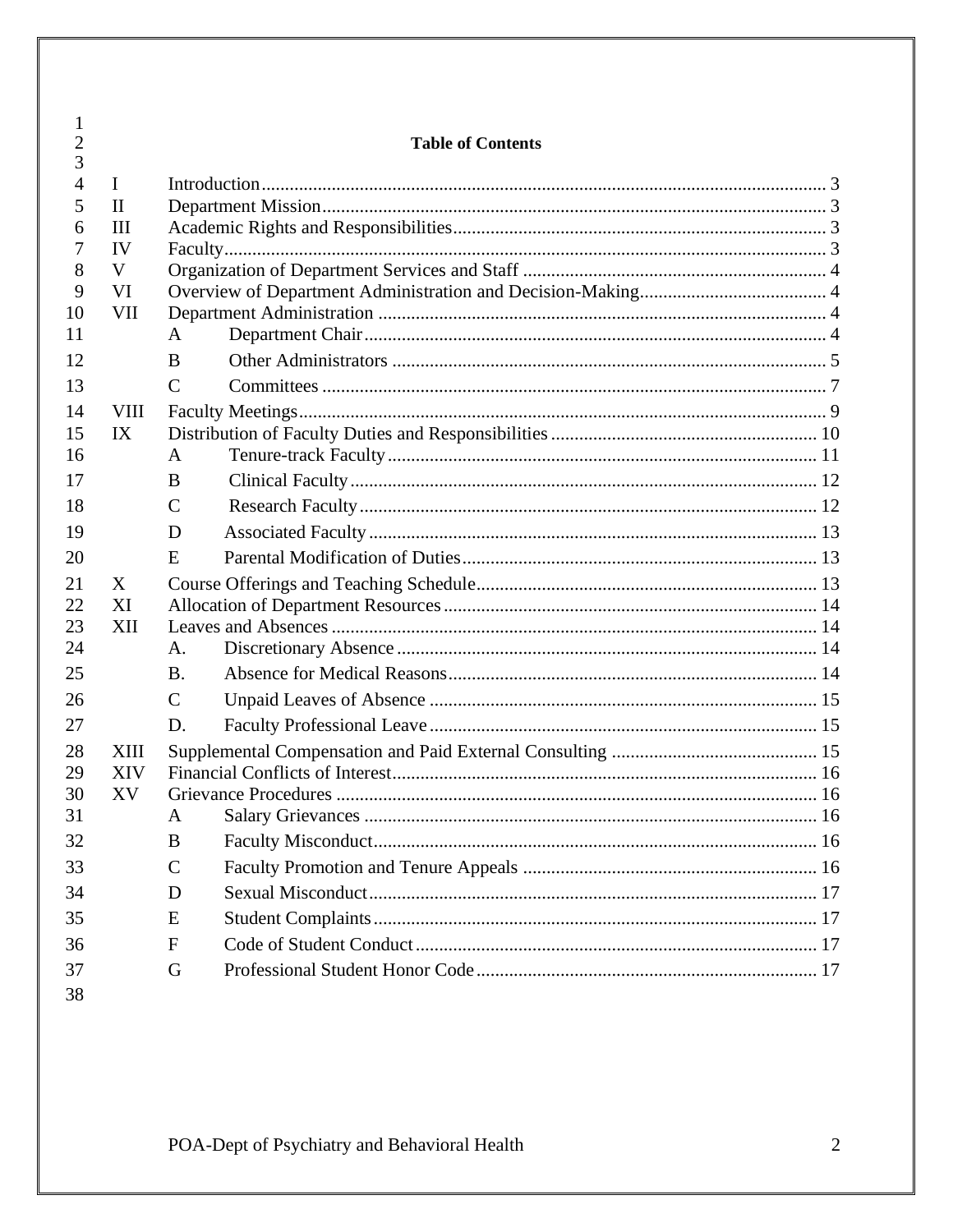# Table of Contents

- I Introduction ... 3
- II Department Mission ... 3
- III Academic Rights and Responsibilities ... 3
- IV Faculty ... 3
- V Organization of Department Services and Staff ... 4
- VI Overview of Department Administration and Decision-Making ... 4
- VII Department Administration ... 4
  - A Department Chair ... 4
  - B Other Administrators ... 5
  - C Committees ... 7
- VIII Faculty Meetings ... 9
- IX Distribution of Faculty Duties and Responsibilities ... 10
  - A Tenure-track Faculty ... 11
  - B Clinical Faculty ... 12
  - C Research Faculty ... 12
  - D Associated Faculty ... 13
  - E Parental Modification of Duties ... 13
- X Course Offerings and Teaching Schedule ... 13
- XI Allocation of Department Resources ... 14
- XII Leaves and Absences ... 14
  - A. Discretionary Absence ... 14
  - B. Absence for Medical Reasons ... 14
  - C Unpaid Leaves of Absence ... 15
  - D. Faculty Professional Leave ... 15
- XIII Supplemental Compensation and Paid External Consulting ... 15
- XIV Financial Conflicts of Interest ... 16
- XV Grievance Procedures ... 16
  - A Salary Grievances ... 16
  - B Faculty Misconduct ... 16
  - C Faculty Promotion and Tenure Appeals ... 16
  - D Sexual Misconduct ... 17
  - E Student Complaints ... 17
  - F Code of Student Conduct ... 17
  - G Professional Student Honor Code ... 17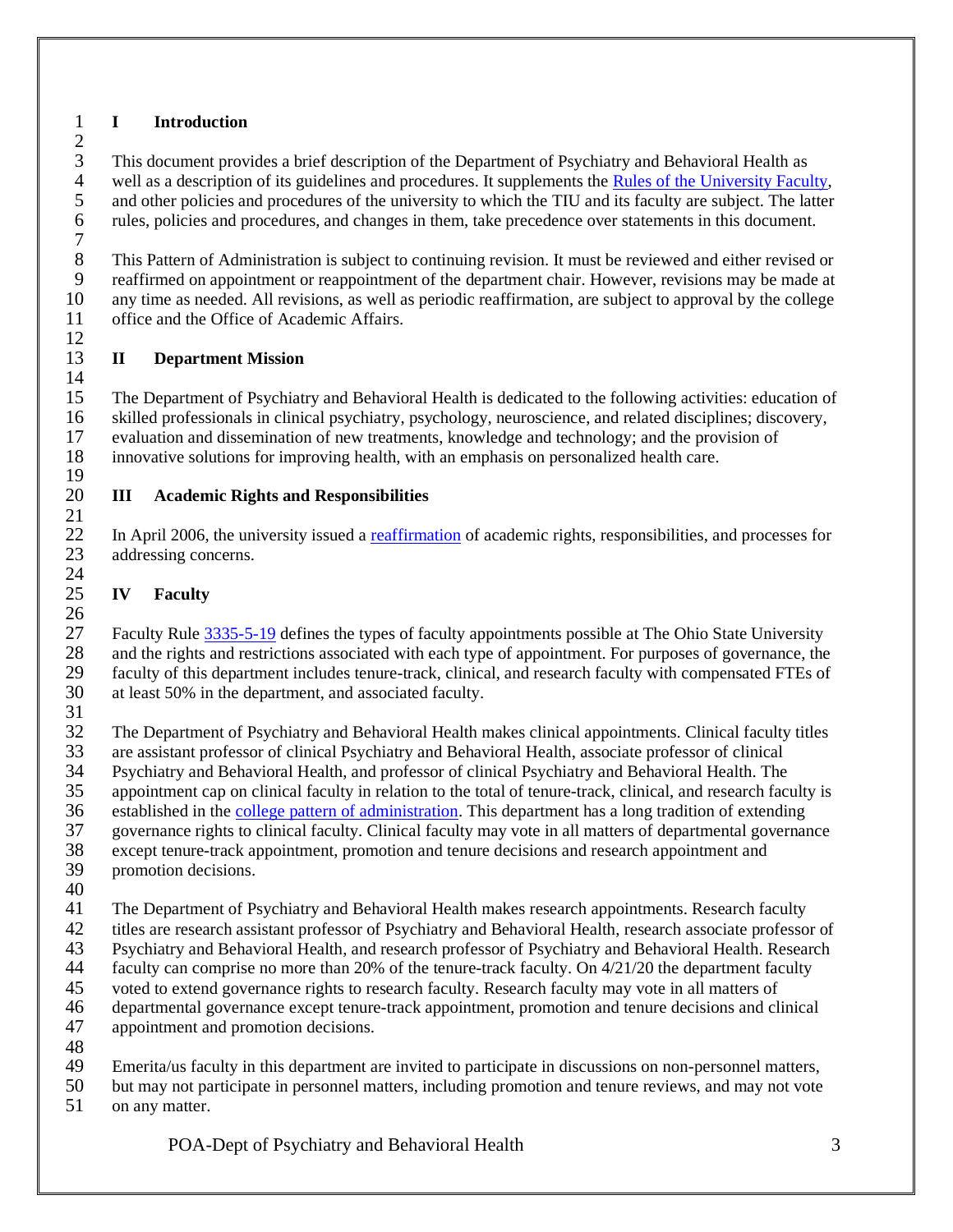# I Introduction

This document provides a brief description of the Department of Psychiatry and Behavioral Health as well as a description of its guidelines and procedures. It supplements the [Rules of the University Faculty](), and other policies and procedures of the university to which the TIU and its faculty are subject. The latter rules, policies and procedures, and changes in them, take precedence over statements in this document.

This Pattern of Administration is subject to continuing revision. It must be reviewed and either revised or reaffirmed on appointment or reappointment of the department chair. However, revisions may be made at any time as needed. All revisions, as well as periodic reaffirmation, are subject to approval by the college office and the Office of Academic Affairs.

# II Department Mission

The Department of Psychiatry and Behavioral Health is dedicated to the following activities: education of skilled professionals in clinical psychiatry, psychology, neuroscience, and related disciplines; discovery, evaluation and dissemination of new treatments, knowledge and technology; and the provision of innovative solutions for improving health, with an emphasis on personalized health care.

# III Academic Rights and Responsibilities

In April 2006, the university issued a [reaffirmation]() of academic rights, responsibilities, and processes for addressing concerns.

# IV Faculty

Faculty Rule [3335-5-19]() defines the types of faculty appointments possible at The Ohio State University and the rights and restrictions associated with each type of appointment. For purposes of governance, the faculty of this department includes tenure-track, clinical, and research faculty with compensated FTEs of at least 50% in the department, and associated faculty.

The Department of Psychiatry and Behavioral Health makes clinical appointments. Clinical faculty titles are assistant professor of clinical Psychiatry and Behavioral Health, associate professor of clinical Psychiatry and Behavioral Health, and professor of clinical Psychiatry and Behavioral Health. The appointment cap on clinical faculty in relation to the total of tenure-track, clinical, and research faculty is established in the [college pattern of administration](). This department has a long tradition of extending governance rights to clinical faculty. Clinical faculty may vote in all matters of departmental governance except tenure-track appointment, promotion and tenure decisions and research appointment and promotion decisions.

The Department of Psychiatry and Behavioral Health makes research appointments. Research faculty titles are research assistant professor of Psychiatry and Behavioral Health, research associate professor of Psychiatry and Behavioral Health, and research professor of Psychiatry and Behavioral Health. Research faculty can comprise no more than 20% of the tenure-track faculty. On 4/21/20 the department faculty voted to extend governance rights to research faculty. Research faculty may vote in all matters of departmental governance except tenure-track appointment, promotion and tenure decisions and clinical appointment and promotion decisions.

Emerita/us faculty in this department are invited to participate in discussions on non-personnel matters, but may not participate in personnel matters, including promotion and tenure reviews, and may not vote on any matter.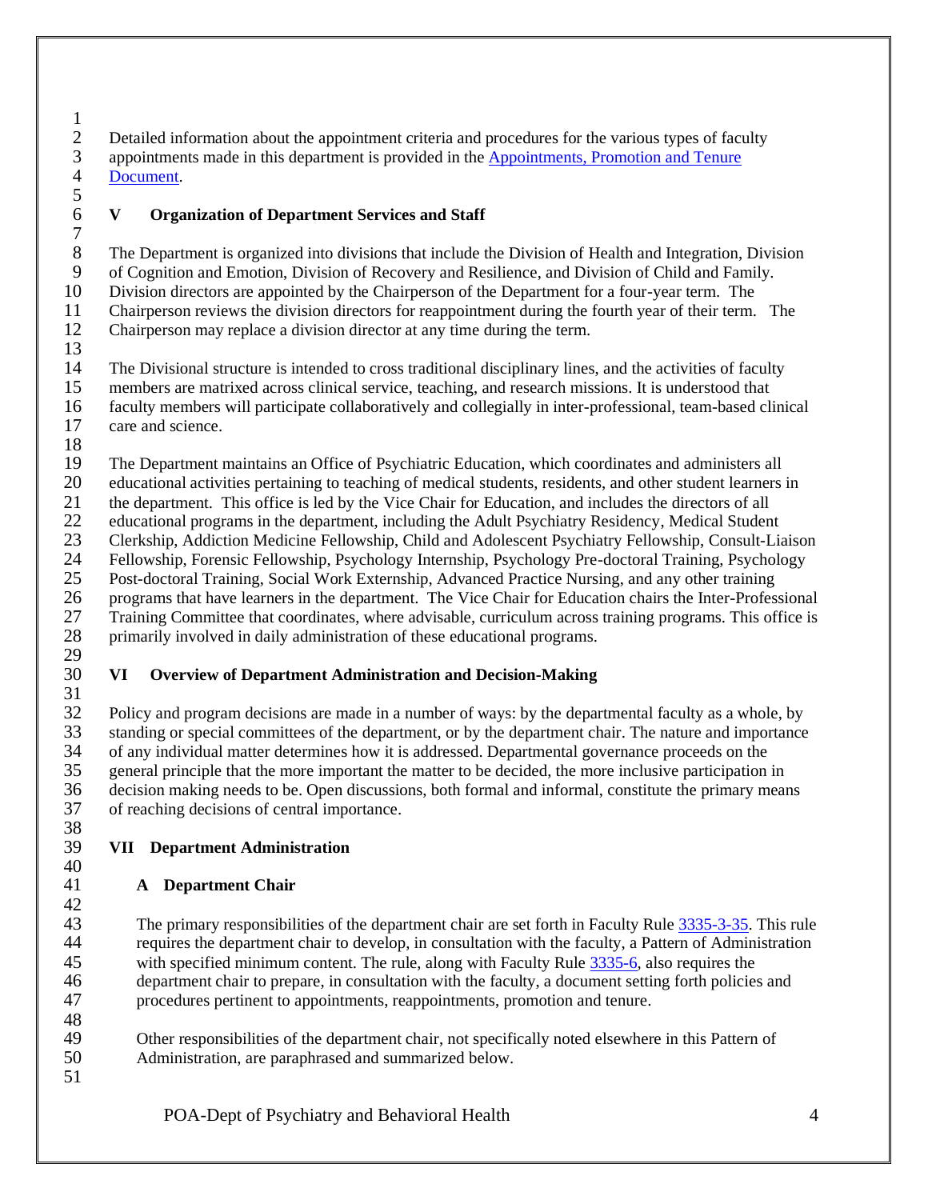Detailed information about the appointment criteria and procedures for the various types of faculty appointments made in this department is provided in the [Appointments, Promotion and Tenure Document](#).

## V Organization of Department Services and Staff

The Department is organized into divisions that include the Division of Health and Integration, Division of Cognition and Emotion, Division of Recovery and Resilience, and Division of Child and Family. Division directors are appointed by the Chairperson of the Department for a four-year term. The Chairperson reviews the division directors for reappointment during the fourth year of their term. The Chairperson may replace a division director at any time during the term.

The Divisional structure is intended to cross traditional disciplinary lines, and the activities of faculty members are matrixed across clinical service, teaching, and research missions. It is understood that faculty members will participate collaboratively and collegially in inter-professional, team-based clinical care and science.

The Department maintains an Office of Psychiatric Education, which coordinates and administers all educational activities pertaining to teaching of medical students, residents, and other student learners in the department. This office is led by the Vice Chair for Education, and includes the directors of all educational programs in the department, including the Adult Psychiatry Residency, Medical Student Clerkship, Addiction Medicine Fellowship, Child and Adolescent Psychiatry Fellowship, Consult-Liaison Fellowship, Forensic Fellowship, Psychology Internship, Psychology Pre-doctoral Training, Psychology Post-doctoral Training, Social Work Externship, Advanced Practice Nursing, and any other training programs that have learners in the department. The Vice Chair for Education chairs the Inter-Professional Training Committee that coordinates, where advisable, curriculum across training programs. This office is primarily involved in daily administration of these educational programs.

## VI Overview of Department Administration and Decision-Making

Policy and program decisions are made in a number of ways: by the departmental faculty as a whole, by standing or special committees of the department, or by the department chair. The nature and importance of any individual matter determines how it is addressed. Departmental governance proceeds on the general principle that the more important the matter to be decided, the more inclusive participation in decision making needs to be. Open discussions, both formal and informal, constitute the primary means of reaching decisions of central importance.

## VII Department Administration

### A Department Chair

The primary responsibilities of the department chair are set forth in Faculty Rule [3335-3-35](#). This rule requires the department chair to develop, in consultation with the faculty, a Pattern of Administration with specified minimum content. The rule, along with Faculty Rule [3335-6](#), also requires the department chair to prepare, in consultation with the faculty, a document setting forth policies and procedures pertinent to appointments, reappointments, promotion and tenure.

Other responsibilities of the department chair, not specifically noted elsewhere in this Pattern of Administration, are paraphrased and summarized below.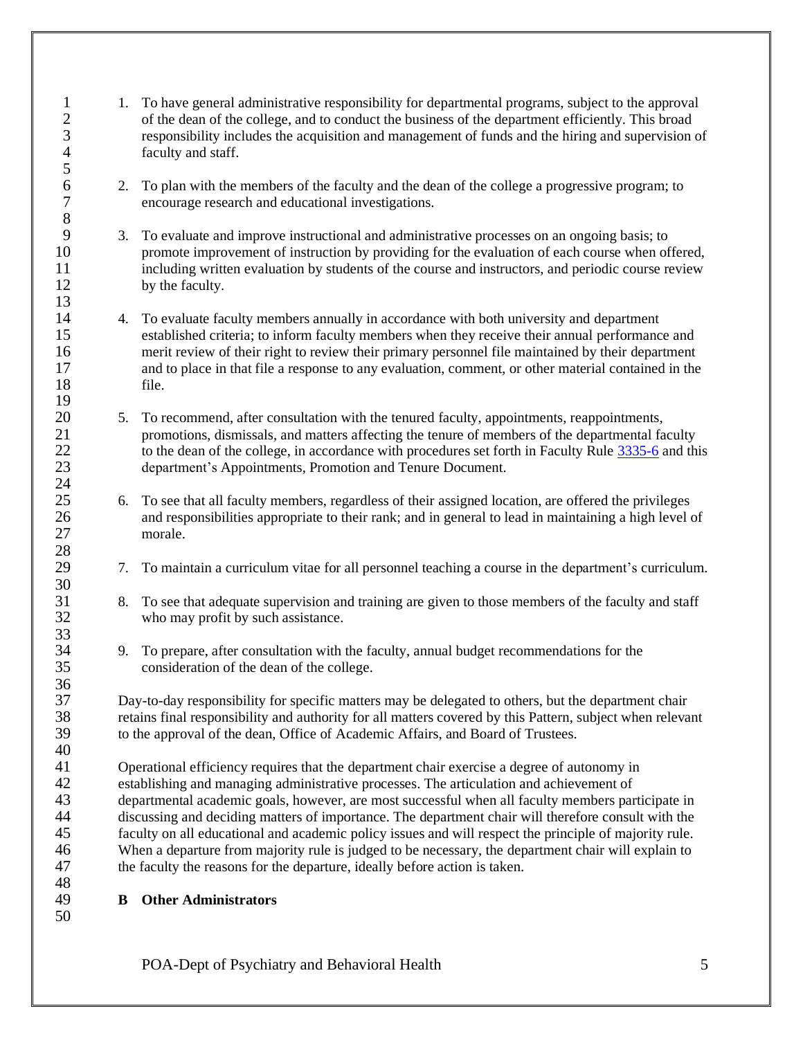1. To have general administrative responsibility for departmental programs, subject to the approval of the dean of the college, and to conduct the business of the department efficiently. This broad responsibility includes the acquisition and management of funds and the hiring and supervision of faculty and staff.

2. To plan with the members of the faculty and the dean of the college a progressive program; to encourage research and educational investigations.

3. To evaluate and improve instructional and administrative processes on an ongoing basis; to promote improvement of instruction by providing for the evaluation of each course when offered, including written evaluation by students of the course and instructors, and periodic course review by the faculty.

4. To evaluate faculty members annually in accordance with both university and department established criteria; to inform faculty members when they receive their annual performance and merit review of their right to review their primary personnel file maintained by their department and to place in that file a response to any evaluation, comment, or other material contained in the file.

5. To recommend, after consultation with the tenured faculty, appointments, reappointments, promotions, dismissals, and matters affecting the tenure of members of the departmental faculty to the dean of the college, in accordance with procedures set forth in Faculty Rule 3335-6 and this department's Appointments, Promotion and Tenure Document.

6. To see that all faculty members, regardless of their assigned location, are offered the privileges and responsibilities appropriate to their rank; and in general to lead in maintaining a high level of morale.

7. To maintain a curriculum vitae for all personnel teaching a course in the department's curriculum.

8. To see that adequate supervision and training are given to those members of the faculty and staff who may profit by such assistance.

9. To prepare, after consultation with the faculty, annual budget recommendations for the consideration of the dean of the college.

Day-to-day responsibility for specific matters may be delegated to others, but the department chair retains final responsibility and authority for all matters covered by this Pattern, subject when relevant to the approval of the dean, Office of Academic Affairs, and Board of Trustees.

Operational efficiency requires that the department chair exercise a degree of autonomy in establishing and managing administrative processes. The articulation and achievement of departmental academic goals, however, are most successful when all faculty members participate in discussing and deciding matters of importance. The department chair will therefore consult with the faculty on all educational and academic policy issues and will respect the principle of majority rule. When a departure from majority rule is judged to be necessary, the department chair will explain to the faculty the reasons for the departure, ideally before action is taken.

### B Other Administrators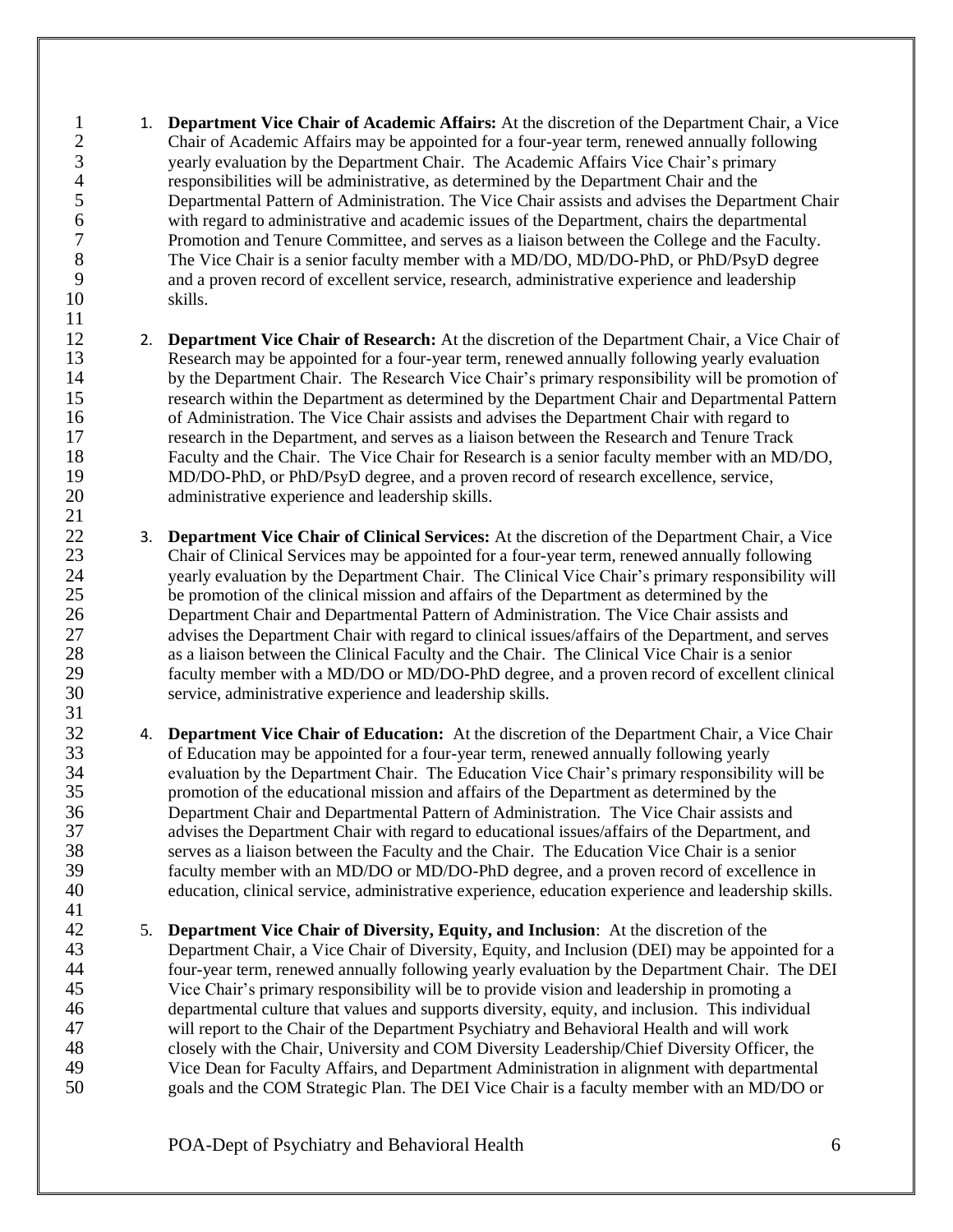1. **Department Vice Chair of Academic Affairs:** At the discretion of the Department Chair, a Vice Chair of Academic Affairs may be appointed for a four-year term, renewed annually following yearly evaluation by the Department Chair. The Academic Affairs Vice Chair's primary responsibilities will be administrative, as determined by the Department Chair and the Departmental Pattern of Administration. The Vice Chair assists and advises the Department Chair with regard to administrative and academic issues of the Department, chairs the departmental Promotion and Tenure Committee, and serves as a liaison between the College and the Faculty. The Vice Chair is a senior faculty member with a MD/DO, MD/DO-PhD, or PhD/PsyD degree and a proven record of excellent service, research, administrative experience and leadership skills.

2. **Department Vice Chair of Research:** At the discretion of the Department Chair, a Vice Chair of Research may be appointed for a four-year term, renewed annually following yearly evaluation by the Department Chair. The Research Vice Chair's primary responsibility will be promotion of research within the Department as determined by the Department Chair and Departmental Pattern of Administration. The Vice Chair assists and advises the Department Chair with regard to research in the Department, and serves as a liaison between the Research and Tenure Track Faculty and the Chair. The Vice Chair for Research is a senior faculty member with an MD/DO, MD/DO-PhD, or PhD/PsyD degree, and a proven record of research excellence, service, administrative experience and leadership skills.

3. **Department Vice Chair of Clinical Services:** At the discretion of the Department Chair, a Vice Chair of Clinical Services may be appointed for a four-year term, renewed annually following yearly evaluation by the Department Chair. The Clinical Vice Chair's primary responsibility will be promotion of the clinical mission and affairs of the Department as determined by the Department Chair and Departmental Pattern of Administration. The Vice Chair assists and advises the Department Chair with regard to clinical issues/affairs of the Department, and serves as a liaison between the Clinical Faculty and the Chair. The Clinical Vice Chair is a senior faculty member with a MD/DO or MD/DO-PhD degree, and a proven record of excellent clinical service, administrative experience and leadership skills.

4. **Department Vice Chair of Education:** At the discretion of the Department Chair, a Vice Chair of Education may be appointed for a four-year term, renewed annually following yearly evaluation by the Department Chair. The Education Vice Chair's primary responsibility will be promotion of the educational mission and affairs of the Department as determined by the Department Chair and Departmental Pattern of Administration. The Vice Chair assists and advises the Department Chair with regard to educational issues/affairs of the Department, and serves as a liaison between the Faculty and the Chair. The Education Vice Chair is a senior faculty member with an MD/DO or MD/DO-PhD degree, and a proven record of excellence in education, clinical service, administrative experience, education experience and leadership skills.

5. **Department Vice Chair of Diversity, Equity, and Inclusion**: At the discretion of the Department Chair, a Vice Chair of Diversity, Equity, and Inclusion (DEI) may be appointed for a four-year term, renewed annually following yearly evaluation by the Department Chair. The DEI Vice Chair's primary responsibility will be to provide vision and leadership in promoting a departmental culture that values and supports diversity, equity, and inclusion. This individual will report to the Chair of the Department Psychiatry and Behavioral Health and will work closely with the Chair, University and COM Diversity Leadership/Chief Diversity Officer, the Vice Dean for Faculty Affairs, and Department Administration in alignment with departmental goals and the COM Strategic Plan. The DEI Vice Chair is a faculty member with an MD/DO or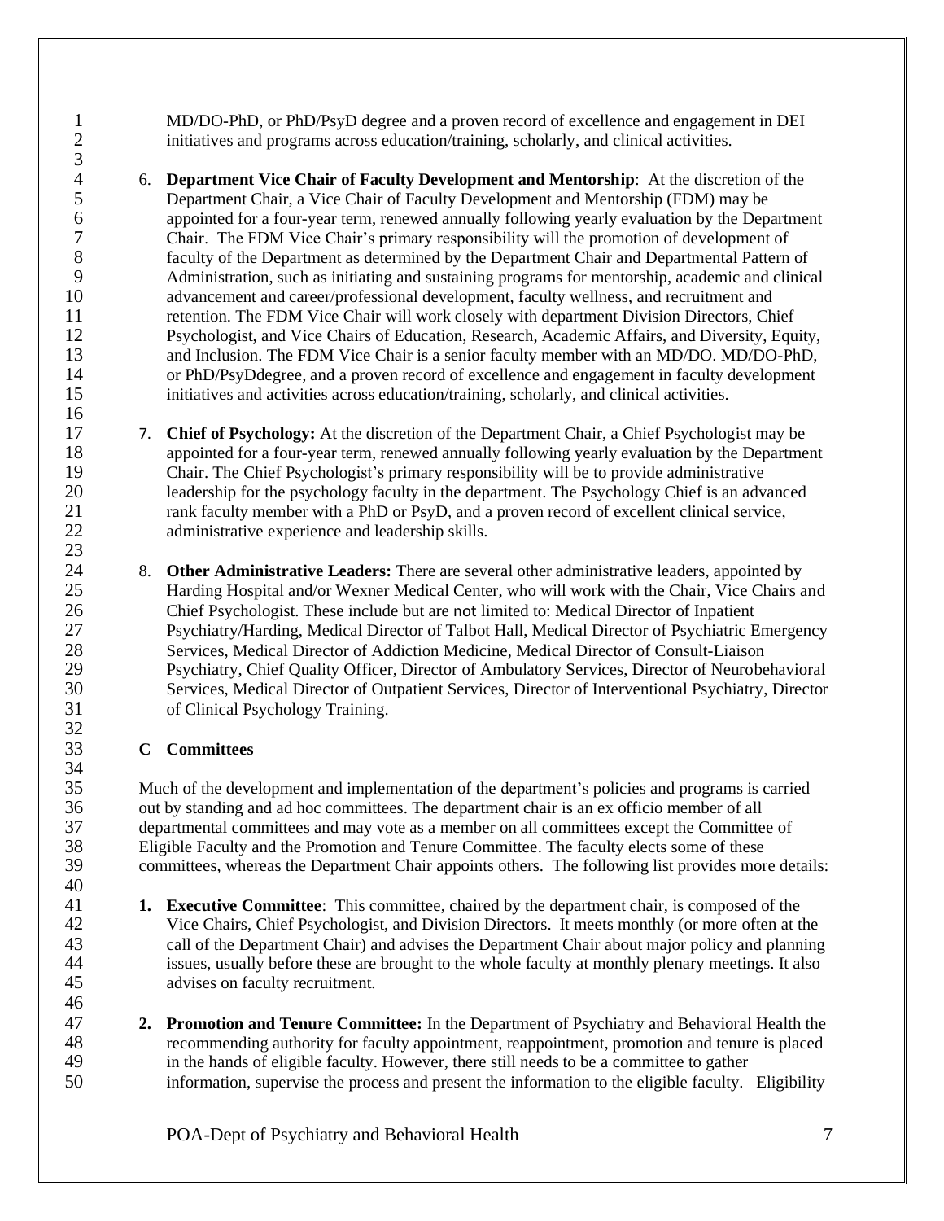MD/DO-PhD, or PhD/PsyD degree and a proven record of excellence and engagement in DEI initiatives and programs across education/training, scholarly, and clinical activities.

6. **Department Vice Chair of Faculty Development and Mentorship**: At the discretion of the Department Chair, a Vice Chair of Faculty Development and Mentorship (FDM) may be appointed for a four-year term, renewed annually following yearly evaluation by the Department Chair. The FDM Vice Chair's primary responsibility will the promotion of development of faculty of the Department as determined by the Department Chair and Departmental Pattern of Administration, such as initiating and sustaining programs for mentorship, academic and clinical advancement and career/professional development, faculty wellness, and recruitment and retention. The FDM Vice Chair will work closely with department Division Directors, Chief Psychologist, and Vice Chairs of Education, Research, Academic Affairs, and Diversity, Equity, and Inclusion. The FDM Vice Chair is a senior faculty member with an MD/DO. MD/DO-PhD, or PhD/PsyDdegree, and a proven record of excellence and engagement in faculty development initiatives and activities across education/training, scholarly, and clinical activities.

7. **Chief of Psychology:** At the discretion of the Department Chair, a Chief Psychologist may be appointed for a four-year term, renewed annually following yearly evaluation by the Department Chair. The Chief Psychologist's primary responsibility will be to provide administrative leadership for the psychology faculty in the department. The Psychology Chief is an advanced rank faculty member with a PhD or PsyD, and a proven record of excellent clinical service, administrative experience and leadership skills.

8. **Other Administrative Leaders:** There are several other administrative leaders, appointed by Harding Hospital and/or Wexner Medical Center, who will work with the Chair, Vice Chairs and Chief Psychologist. These include but are not limited to: Medical Director of Inpatient Psychiatry/Harding, Medical Director of Talbot Hall, Medical Director of Psychiatric Emergency Services, Medical Director of Addiction Medicine, Medical Director of Consult-Liaison Psychiatry, Chief Quality Officer, Director of Ambulatory Services, Director of Neurobehavioral Services, Medical Director of Outpatient Services, Director of Interventional Psychiatry, Director of Clinical Psychology Training.

### C Committees

Much of the development and implementation of the department's policies and programs is carried out by standing and ad hoc committees. The department chair is an ex officio member of all departmental committees and may vote as a member on all committees except the Committee of Eligible Faculty and the Promotion and Tenure Committee. The faculty elects some of these committees, whereas the Department Chair appoints others. The following list provides more details:

1. **Executive Committee**: This committee, chaired by the department chair, is composed of the Vice Chairs, Chief Psychologist, and Division Directors. It meets monthly (or more often at the call of the Department Chair) and advises the Department Chair about major policy and planning issues, usually before these are brought to the whole faculty at monthly plenary meetings. It also advises on faculty recruitment.

2. **Promotion and Tenure Committee:** In the Department of Psychiatry and Behavioral Health the recommending authority for faculty appointment, reappointment, promotion and tenure is placed in the hands of eligible faculty. However, there still needs to be a committee to gather information, supervise the process and present the information to the eligible faculty. Eligibility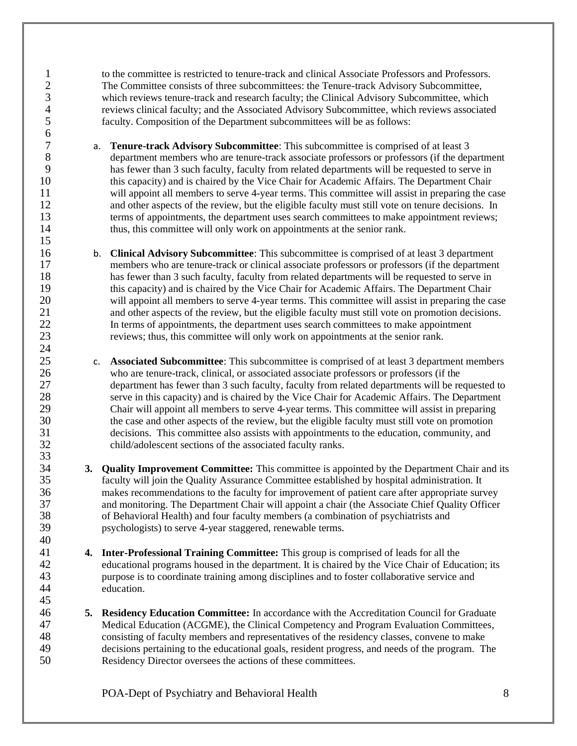to the committee is restricted to tenure-track and clinical Associate Professors and Professors. The Committee consists of three subcommittees: the Tenure-track Advisory Subcommittee, which reviews tenure-track and research faculty; the Clinical Advisory Subcommittee, which reviews clinical faculty; and the Associated Advisory Subcommittee, which reviews associated faculty. Composition of the Department subcommittees will be as follows:

a. **Tenure-track Advisory Subcommittee**: This subcommittee is comprised of at least 3 department members who are tenure-track associate professors or professors (if the department has fewer than 3 such faculty, faculty from related departments will be requested to serve in this capacity) and is chaired by the Vice Chair for Academic Affairs. The Department Chair will appoint all members to serve 4-year terms. This committee will assist in preparing the case and other aspects of the review, but the eligible faculty must still vote on tenure decisions. In terms of appointments, the department uses search committees to make appointment reviews; thus, this committee will only work on appointments at the senior rank.

b. **Clinical Advisory Subcommittee**: This subcommittee is comprised of at least 3 department members who are tenure-track or clinical associate professors or professors (if the department has fewer than 3 such faculty, faculty from related departments will be requested to serve in this capacity) and is chaired by the Vice Chair for Academic Affairs. The Department Chair will appoint all members to serve 4-year terms. This committee will assist in preparing the case and other aspects of the review, but the eligible faculty must still vote on promotion decisions. In terms of appointments, the department uses search committees to make appointment reviews; thus, this committee will only work on appointments at the senior rank.

c. **Associated Subcommittee**: This subcommittee is comprised of at least 3 department members who are tenure-track, clinical, or associated associate professors or professors (if the department has fewer than 3 such faculty, faculty from related departments will be requested to serve in this capacity) and is chaired by the Vice Chair for Academic Affairs. The Department Chair will appoint all members to serve 4-year terms. This committee will assist in preparing the case and other aspects of the review, but the eligible faculty must still vote on promotion decisions. This committee also assists with appointments to the education, community, and child/adolescent sections of the associated faculty ranks.

3. **Quality Improvement Committee:** This committee is appointed by the Department Chair and its faculty will join the Quality Assurance Committee established by hospital administration. It makes recommendations to the faculty for improvement of patient care after appropriate survey and monitoring. The Department Chair will appoint a chair (the Associate Chief Quality Officer of Behavioral Health) and four faculty members (a combination of psychiatrists and psychologists) to serve 4-year staggered, renewable terms.

4. **Inter-Professional Training Committee:** This group is comprised of leads for all the educational programs housed in the department. It is chaired by the Vice Chair of Education; its purpose is to coordinate training among disciplines and to foster collaborative service and education.

5. **Residency Education Committee:** In accordance with the Accreditation Council for Graduate Medical Education (ACGME), the Clinical Competency and Program Evaluation Committees, consisting of faculty members and representatives of the residency classes, convene to make decisions pertaining to the educational goals, resident progress, and needs of the program. The Residency Director oversees the actions of these committees.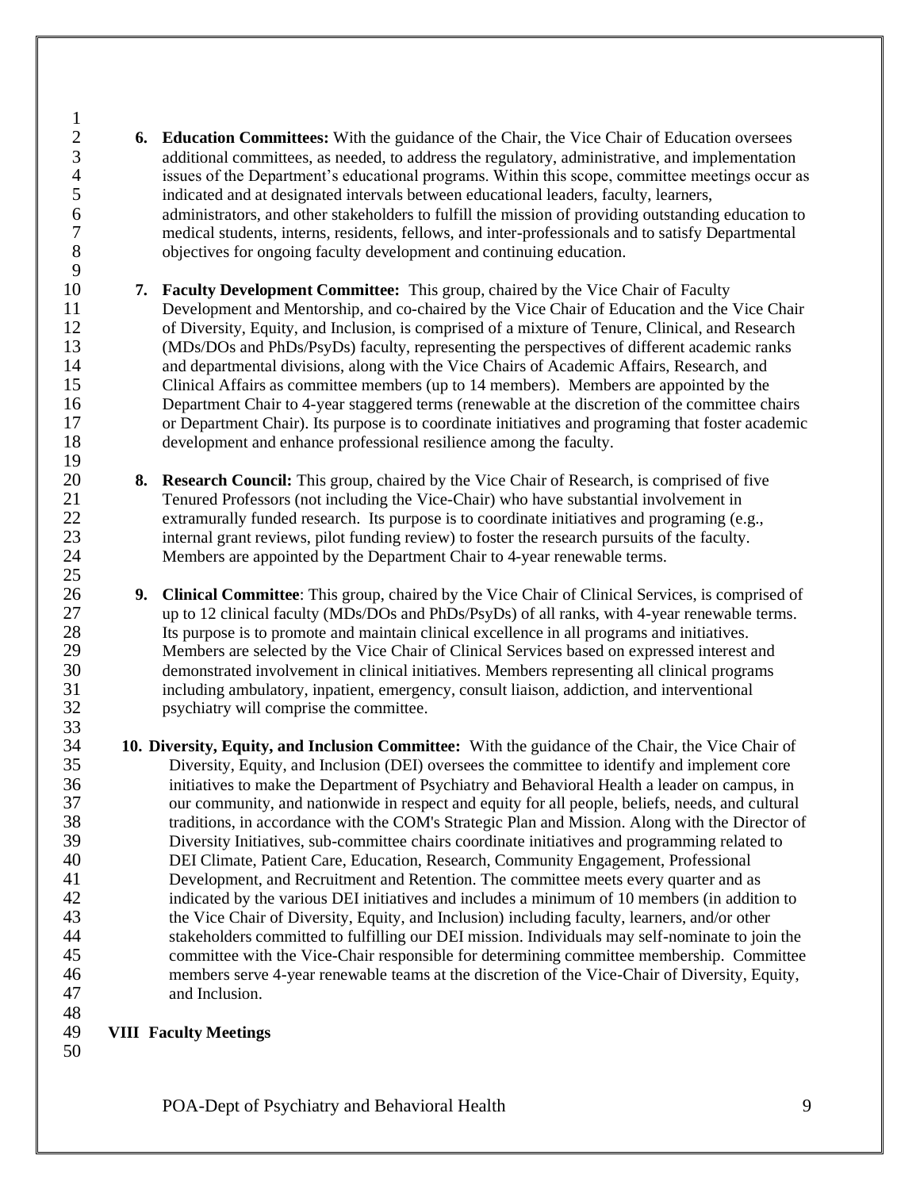6. **Education Committees:** With the guidance of the Chair, the Vice Chair of Education oversees additional committees, as needed, to address the regulatory, administrative, and implementation issues of the Department's educational programs. Within this scope, committee meetings occur as indicated and at designated intervals between educational leaders, faculty, learners, administrators, and other stakeholders to fulfill the mission of providing outstanding education to medical students, interns, residents, fellows, and inter-professionals and to satisfy Departmental objectives for ongoing faculty development and continuing education.

7. **Faculty Development Committee:** This group, chaired by the Vice Chair of Faculty Development and Mentorship, and co-chaired by the Vice Chair of Education and the Vice Chair of Diversity, Equity, and Inclusion, is comprised of a mixture of Tenure, Clinical, and Research (MDs/DOs and PhDs/PsyDs) faculty, representing the perspectives of different academic ranks and departmental divisions, along with the Vice Chairs of Academic Affairs, Research, and Clinical Affairs as committee members (up to 14 members). Members are appointed by the Department Chair to 4-year staggered terms (renewable at the discretion of the committee chairs or Department Chair). Its purpose is to coordinate initiatives and programing that foster academic development and enhance professional resilience among the faculty.

8. **Research Council:** This group, chaired by the Vice Chair of Research, is comprised of five Tenured Professors (not including the Vice-Chair) who have substantial involvement in extramurally funded research. Its purpose is to coordinate initiatives and programing (e.g., internal grant reviews, pilot funding review) to foster the research pursuits of the faculty. Members are appointed by the Department Chair to 4-year renewable terms.

9. **Clinical Committee**: This group, chaired by the Vice Chair of Clinical Services, is comprised of up to 12 clinical faculty (MDs/DOs and PhDs/PsyDs) of all ranks, with 4-year renewable terms. Its purpose is to promote and maintain clinical excellence in all programs and initiatives. Members are selected by the Vice Chair of Clinical Services based on expressed interest and demonstrated involvement in clinical initiatives. Members representing all clinical programs including ambulatory, inpatient, emergency, consult liaison, addiction, and interventional psychiatry will comprise the committee.

10. **Diversity, Equity, and Inclusion Committee:** With the guidance of the Chair, the Vice Chair of Diversity, Equity, and Inclusion (DEI) oversees the committee to identify and implement core initiatives to make the Department of Psychiatry and Behavioral Health a leader on campus, in our community, and nationwide in respect and equity for all people, beliefs, needs, and cultural traditions, in accordance with the COM's Strategic Plan and Mission. Along with the Director of Diversity Initiatives, sub-committee chairs coordinate initiatives and programming related to DEI Climate, Patient Care, Education, Research, Community Engagement, Professional Development, and Recruitment and Retention. The committee meets every quarter and as indicated by the various DEI initiatives and includes a minimum of 10 members (in addition to the Vice Chair of Diversity, Equity, and Inclusion) including faculty, learners, and/or other stakeholders committed to fulfilling our DEI mission. Individuals may self-nominate to join the committee with the Vice-Chair responsible for determining committee membership. Committee members serve 4-year renewable teams at the discretion of the Vice-Chair of Diversity, Equity, and Inclusion.

## VIII Faculty Meetings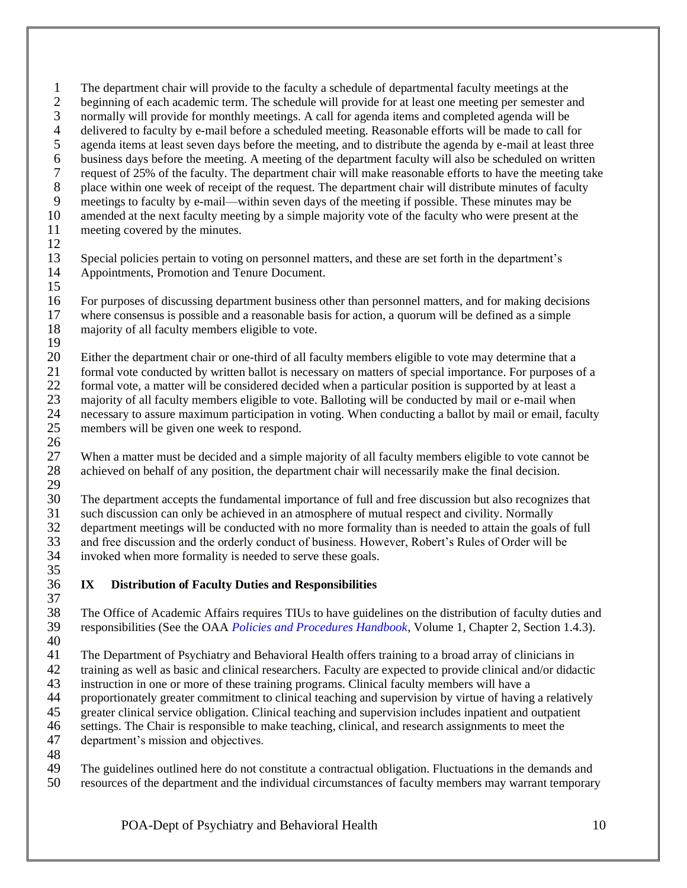The department chair will provide to the faculty a schedule of departmental faculty meetings at the beginning of each academic term. The schedule will provide for at least one meeting per semester and normally will provide for monthly meetings. A call for agenda items and completed agenda will be delivered to faculty by e-mail before a scheduled meeting. Reasonable efforts will be made to call for agenda items at least seven days before the meeting, and to distribute the agenda by e-mail at least three business days before the meeting. A meeting of the department faculty will also be scheduled on written request of 25% of the faculty. The department chair will make reasonable efforts to have the meeting take place within one week of receipt of the request. The department chair will distribute minutes of faculty meetings to faculty by e-mail—within seven days of the meeting if possible. These minutes may be amended at the next faculty meeting by a simple majority vote of the faculty who were present at the meeting covered by the minutes.

Special policies pertain to voting on personnel matters, and these are set forth in the department's Appointments, Promotion and Tenure Document.

For purposes of discussing department business other than personnel matters, and for making decisions where consensus is possible and a reasonable basis for action, a quorum will be defined as a simple majority of all faculty members eligible to vote.

Either the department chair or one-third of all faculty members eligible to vote may determine that a formal vote conducted by written ballot is necessary on matters of special importance. For purposes of a formal vote, a matter will be considered decided when a particular position is supported by at least a majority of all faculty members eligible to vote. Balloting will be conducted by mail or e-mail when necessary to assure maximum participation in voting. When conducting a ballot by mail or email, faculty members will be given one week to respond.

When a matter must be decided and a simple majority of all faculty members eligible to vote cannot be achieved on behalf of any position, the department chair will necessarily make the final decision.

The department accepts the fundamental importance of full and free discussion but also recognizes that such discussion can only be achieved in an atmosphere of mutual respect and civility. Normally department meetings will be conducted with no more formality than is needed to attain the goals of full and free discussion and the orderly conduct of business. However, Robert's Rules of Order will be invoked when more formality is needed to serve these goals.

## IX Distribution of Faculty Duties and Responsibilities

The Office of Academic Affairs requires TIUs to have guidelines on the distribution of faculty duties and responsibilities (See the OAA *Policies and Procedures Handbook*, Volume 1, Chapter 2, Section 1.4.3).

The Department of Psychiatry and Behavioral Health offers training to a broad array of clinicians in training as well as basic and clinical researchers. Faculty are expected to provide clinical and/or didactic instruction in one or more of these training programs. Clinical faculty members will have a proportionately greater commitment to clinical teaching and supervision by virtue of having a relatively greater clinical service obligation. Clinical teaching and supervision includes inpatient and outpatient settings. The Chair is responsible to make teaching, clinical, and research assignments to meet the department's mission and objectives.

The guidelines outlined here do not constitute a contractual obligation. Fluctuations in the demands and resources of the department and the individual circumstances of faculty members may warrant temporary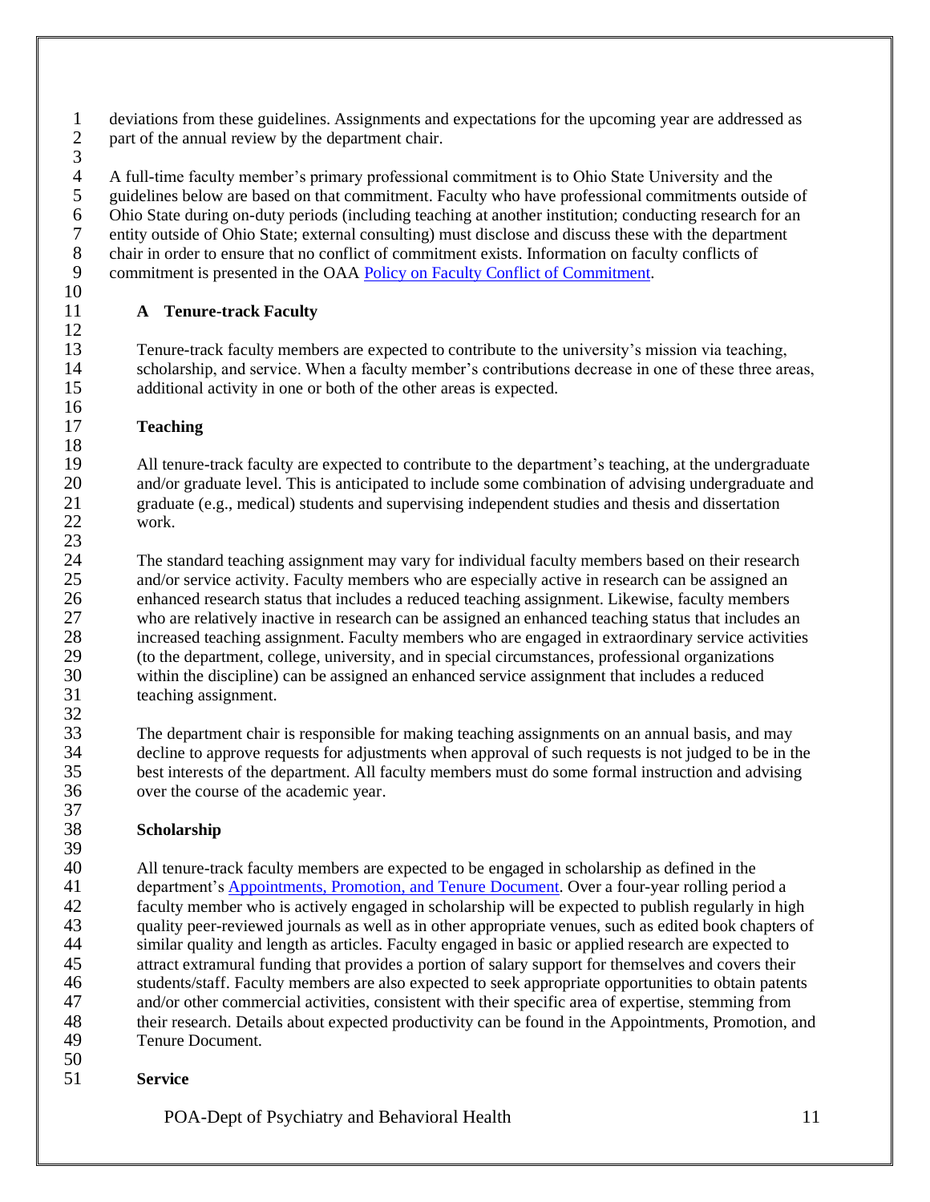deviations from these guidelines. Assignments and expectations for the upcoming year are addressed as part of the annual review by the department chair.

A full-time faculty member's primary professional commitment is to Ohio State University and the guidelines below are based on that commitment. Faculty who have professional commitments outside of Ohio State during on-duty periods (including teaching at another institution; conducting research for an entity outside of Ohio State; external consulting) must disclose and discuss these with the department chair in order to ensure that no conflict of commitment exists. Information on faculty conflicts of commitment is presented in the OAA [Policy on Faculty Conflict of Commitment].

## A Tenure-track Faculty

Tenure-track faculty members are expected to contribute to the university's mission via teaching, scholarship, and service. When a faculty member's contributions decrease in one of these three areas, additional activity in one or both of the other areas is expected.

### Teaching

All tenure-track faculty are expected to contribute to the department's teaching, at the undergraduate and/or graduate level. This is anticipated to include some combination of advising undergraduate and graduate (e.g., medical) students and supervising independent studies and thesis and dissertation work.

The standard teaching assignment may vary for individual faculty members based on their research and/or service activity. Faculty members who are especially active in research can be assigned an enhanced research status that includes a reduced teaching assignment. Likewise, faculty members who are relatively inactive in research can be assigned an enhanced teaching status that includes an increased teaching assignment. Faculty members who are engaged in extraordinary service activities (to the department, college, university, and in special circumstances, professional organizations within the discipline) can be assigned an enhanced service assignment that includes a reduced teaching assignment.

The department chair is responsible for making teaching assignments on an annual basis, and may decline to approve requests for adjustments when approval of such requests is not judged to be in the best interests of the department. All faculty members must do some formal instruction and advising over the course of the academic year.

### Scholarship

All tenure-track faculty members are expected to be engaged in scholarship as defined in the department's [Appointments, Promotion, and Tenure Document]. Over a four-year rolling period a faculty member who is actively engaged in scholarship will be expected to publish regularly in high quality peer-reviewed journals as well as in other appropriate venues, such as edited book chapters of similar quality and length as articles. Faculty engaged in basic or applied research are expected to attract extramural funding that provides a portion of salary support for themselves and covers their students/staff. Faculty members are also expected to seek appropriate opportunities to obtain patents and/or other commercial activities, consistent with their specific area of expertise, stemming from their research. Details about expected productivity can be found in the Appointments, Promotion, and Tenure Document.

### Service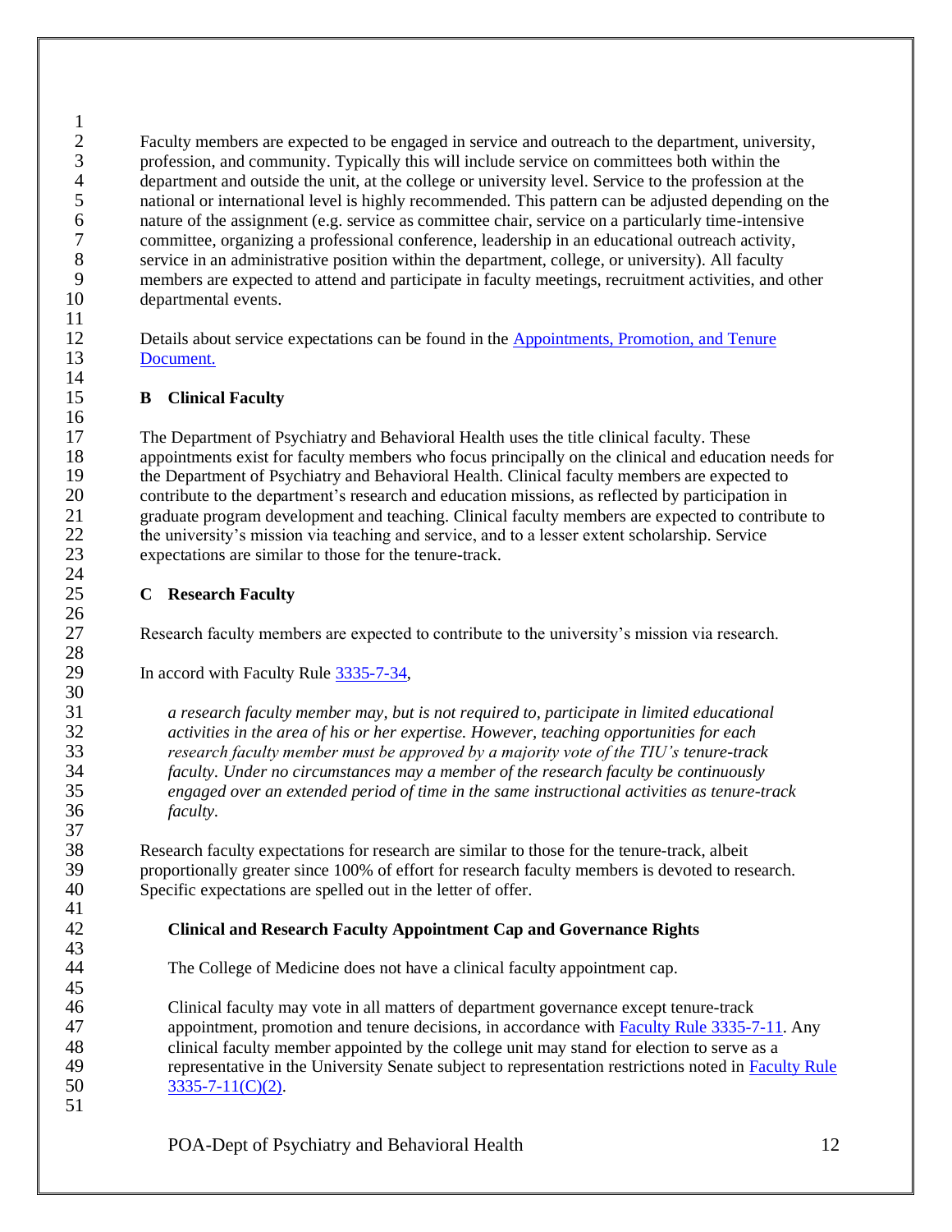Faculty members are expected to be engaged in service and outreach to the department, university, profession, and community. Typically this will include service on committees both within the department and outside the unit, at the college or university level. Service to the profession at the national or international level is highly recommended. This pattern can be adjusted depending on the nature of the assignment (e.g. service as committee chair, service on a particularly time-intensive committee, organizing a professional conference, leadership in an educational outreach activity, service in an administrative position within the department, college, or university). All faculty members are expected to attend and participate in faculty meetings, recruitment activities, and other departmental events.

Details about service expectations can be found in the [Appointments, Promotion, and Tenure Document.]

### B Clinical Faculty

The Department of Psychiatry and Behavioral Health uses the title clinical faculty. These appointments exist for faculty members who focus principally on the clinical and education needs for the Department of Psychiatry and Behavioral Health. Clinical faculty members are expected to contribute to the department's research and education missions, as reflected by participation in graduate program development and teaching. Clinical faculty members are expected to contribute to the university's mission via teaching and service, and to a lesser extent scholarship. Service expectations are similar to those for the tenure-track.

### C Research Faculty

Research faculty members are expected to contribute to the university's mission via research.

In accord with Faculty Rule [3335-7-34],

> *a research faculty member may, but is not required to, participate in limited educational activities in the area of his or her expertise. However, teaching opportunities for each research faculty member must be approved by a majority vote of the TIU's tenure-track faculty. Under no circumstances may a member of the research faculty be continuously engaged over an extended period of time in the same instructional activities as tenure-track faculty.*

Research faculty expectations for research are similar to those for the tenure-track, albeit proportionally greater since 100% of effort for research faculty members is devoted to research. Specific expectations are spelled out in the letter of offer.

#### Clinical and Research Faculty Appointment Cap and Governance Rights

The College of Medicine does not have a clinical faculty appointment cap.

Clinical faculty may vote in all matters of department governance except tenure-track appointment, promotion and tenure decisions, in accordance with [Faculty Rule 3335-7-11]. Any clinical faculty member appointed by the college unit may stand for election to serve as a representative in the University Senate subject to representation restrictions noted in [Faculty Rule 3335-7-11(C)(2)].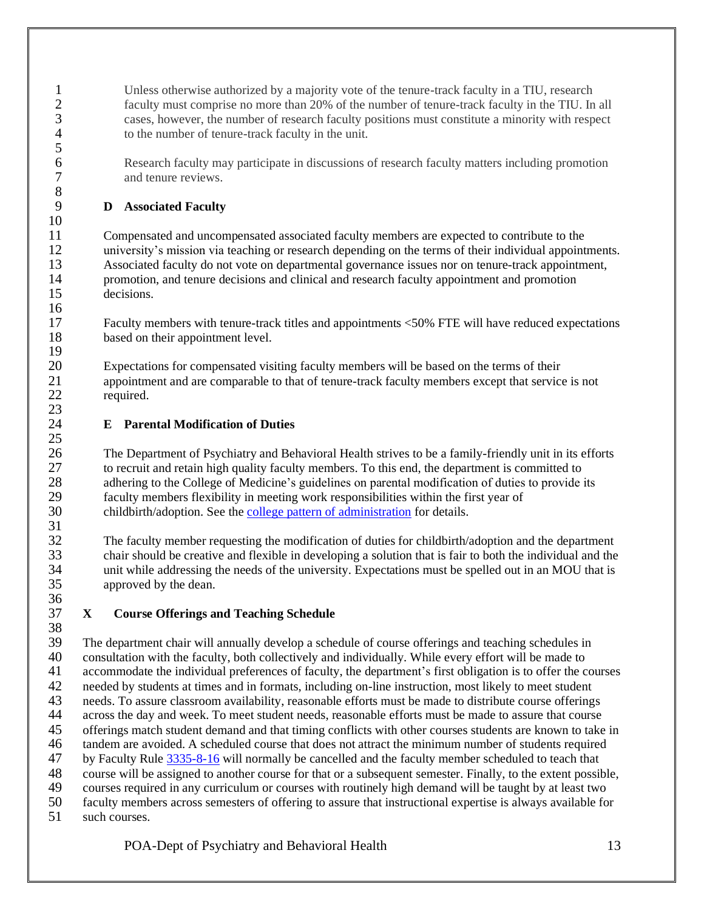Unless otherwise authorized by a majority vote of the tenure-track faculty in a TIU, research faculty must comprise no more than 20% of the number of tenure-track faculty in the TIU. In all cases, however, the number of research faculty positions must constitute a minority with respect to the number of tenure-track faculty in the unit.

Research faculty may participate in discussions of research faculty matters including promotion and tenure reviews.

### D Associated Faculty

Compensated and uncompensated associated faculty members are expected to contribute to the university's mission via teaching or research depending on the terms of their individual appointments. Associated faculty do not vote on departmental governance issues nor on tenure-track appointment, promotion, and tenure decisions and clinical and research faculty appointment and promotion decisions.

Faculty members with tenure-track titles and appointments <50% FTE will have reduced expectations based on their appointment level.

Expectations for compensated visiting faculty members will be based on the terms of their appointment and are comparable to that of tenure-track faculty members except that service is not required.

### E Parental Modification of Duties

The Department of Psychiatry and Behavioral Health strives to be a family-friendly unit in its efforts to recruit and retain high quality faculty members. To this end, the department is committed to adhering to the College of Medicine's guidelines on parental modification of duties to provide its faculty members flexibility in meeting work responsibilities within the first year of childbirth/adoption. See the college pattern of administration for details.

The faculty member requesting the modification of duties for childbirth/adoption and the department chair should be creative and flexible in developing a solution that is fair to both the individual and the unit while addressing the needs of the university. Expectations must be spelled out in an MOU that is approved by the dean.

## X Course Offerings and Teaching Schedule

The department chair will annually develop a schedule of course offerings and teaching schedules in consultation with the faculty, both collectively and individually. While every effort will be made to accommodate the individual preferences of faculty, the department's first obligation is to offer the courses needed by students at times and in formats, including on-line instruction, most likely to meet student needs. To assure classroom availability, reasonable efforts must be made to distribute course offerings across the day and week. To meet student needs, reasonable efforts must be made to assure that course offerings match student demand and that timing conflicts with other courses students are known to take in tandem are avoided. A scheduled course that does not attract the minimum number of students required by Faculty Rule 3335-8-16 will normally be cancelled and the faculty member scheduled to teach that course will be assigned to another course for that or a subsequent semester. Finally, to the extent possible, courses required in any curriculum or courses with routinely high demand will be taught by at least two faculty members across semesters of offering to assure that instructional expertise is always available for such courses.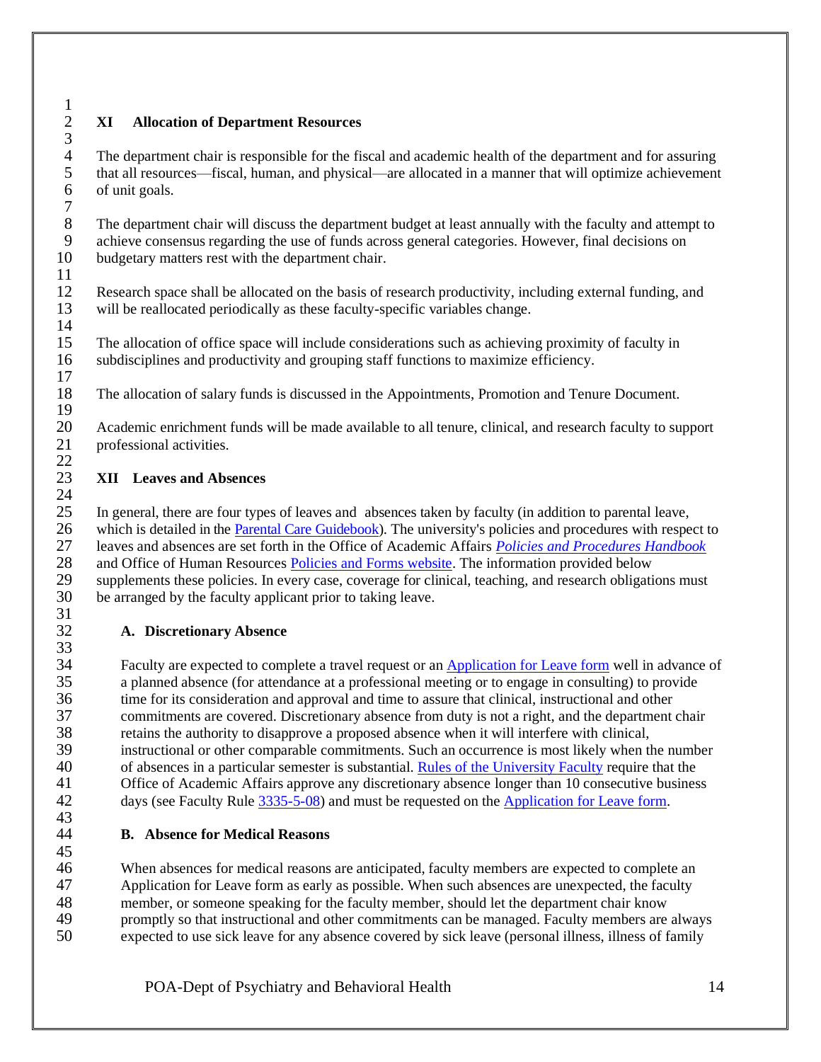## XI Allocation of Department Resources

The department chair is responsible for the fiscal and academic health of the department and for assuring that all resources—fiscal, human, and physical—are allocated in a manner that will optimize achievement of unit goals.

The department chair will discuss the department budget at least annually with the faculty and attempt to achieve consensus regarding the use of funds across general categories. However, final decisions on budgetary matters rest with the department chair.

Research space shall be allocated on the basis of research productivity, including external funding, and will be reallocated periodically as these faculty-specific variables change.

The allocation of office space will include considerations such as achieving proximity of faculty in subdisciplines and productivity and grouping staff functions to maximize efficiency.

The allocation of salary funds is discussed in the Appointments, Promotion and Tenure Document.

Academic enrichment funds will be made available to all tenure, clinical, and research faculty to support professional activities.

## XII Leaves and Absences

In general, there are four types of leaves and absences taken by faculty (in addition to parental leave, which is detailed in the Parental Care Guidebook). The university's policies and procedures with respect to leaves and absences are set forth in the Office of Academic Affairs *Policies and Procedures Handbook* and Office of Human Resources Policies and Forms website. The information provided below supplements these policies. In every case, coverage for clinical, teaching, and research obligations must be arranged by the faculty applicant prior to taking leave.

### A. Discretionary Absence

Faculty are expected to complete a travel request or an Application for Leave form well in advance of a planned absence (for attendance at a professional meeting or to engage in consulting) to provide time for its consideration and approval and time to assure that clinical, instructional and other commitments are covered. Discretionary absence from duty is not a right, and the department chair retains the authority to disapprove a proposed absence when it will interfere with clinical, instructional or other comparable commitments. Such an occurrence is most likely when the number of absences in a particular semester is substantial. Rules of the University Faculty require that the Office of Academic Affairs approve any discretionary absence longer than 10 consecutive business days (see Faculty Rule 3335-5-08) and must be requested on the Application for Leave form.

### B. Absence for Medical Reasons

When absences for medical reasons are anticipated, faculty members are expected to complete an Application for Leave form as early as possible. When such absences are unexpected, the faculty member, or someone speaking for the faculty member, should let the department chair know promptly so that instructional and other commitments can be managed. Faculty members are always expected to use sick leave for any absence covered by sick leave (personal illness, illness of family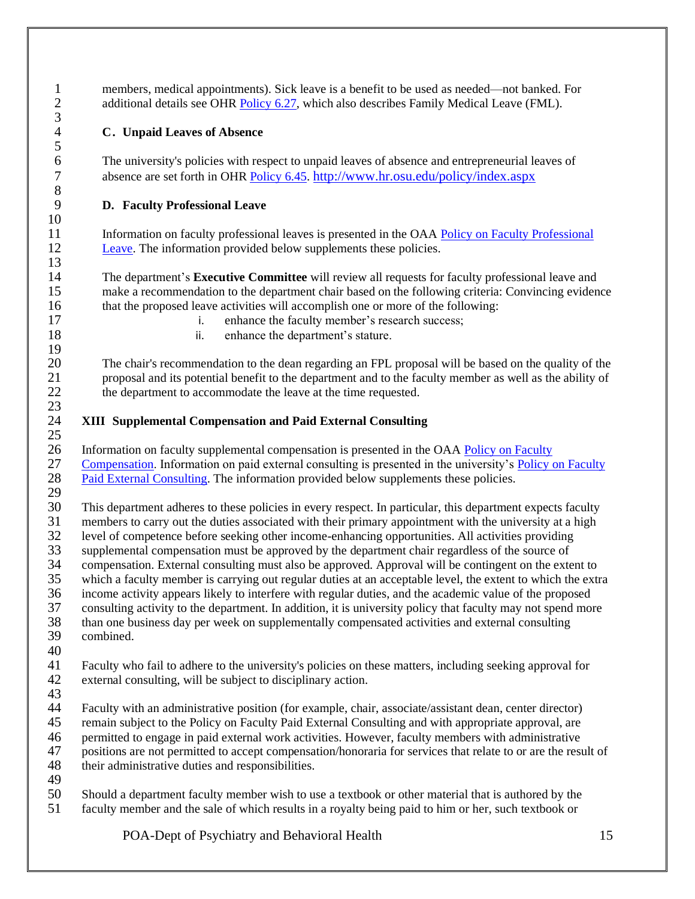members, medical appointments). Sick leave is a benefit to be used as needed—not banked. For additional details see OHR Policy 6.27, which also describes Family Medical Leave (FML).

### C. Unpaid Leaves of Absence

The university's policies with respect to unpaid leaves of absence and entrepreneurial leaves of absence are set forth in OHR Policy 6.45. http://www.hr.osu.edu/policy/index.aspx

### D. Faculty Professional Leave

Information on faculty professional leaves is presented in the OAA Policy on Faculty Professional Leave. The information provided below supplements these policies.

The department's **Executive Committee** will review all requests for faculty professional leave and make a recommendation to the department chair based on the following criteria: Convincing evidence that the proposed leave activities will accomplish one or more of the following:

i. enhance the faculty member's research success;
ii. enhance the department's stature.

The chair's recommendation to the dean regarding an FPL proposal will be based on the quality of the proposal and its potential benefit to the department and to the faculty member as well as the ability of the department to accommodate the leave at the time requested.

## XIII Supplemental Compensation and Paid External Consulting

Information on faculty supplemental compensation is presented in the OAA Policy on Faculty Compensation. Information on paid external consulting is presented in the university's Policy on Faculty Paid External Consulting. The information provided below supplements these policies.

This department adheres to these policies in every respect. In particular, this department expects faculty members to carry out the duties associated with their primary appointment with the university at a high level of competence before seeking other income-enhancing opportunities. All activities providing supplemental compensation must be approved by the department chair regardless of the source of compensation. External consulting must also be approved. Approval will be contingent on the extent to which a faculty member is carrying out regular duties at an acceptable level, the extent to which the extra income activity appears likely to interfere with regular duties, and the academic value of the proposed consulting activity to the department. In addition, it is university policy that faculty may not spend more than one business day per week on supplementally compensated activities and external consulting combined.

Faculty who fail to adhere to the university's policies on these matters, including seeking approval for external consulting, will be subject to disciplinary action.

Faculty with an administrative position (for example, chair, associate/assistant dean, center director) remain subject to the Policy on Faculty Paid External Consulting and with appropriate approval, are permitted to engage in paid external work activities. However, faculty members with administrative positions are not permitted to accept compensation/honoraria for services that relate to or are the result of their administrative duties and responsibilities.

Should a department faculty member wish to use a textbook or other material that is authored by the faculty member and the sale of which results in a royalty being paid to him or her, such textbook or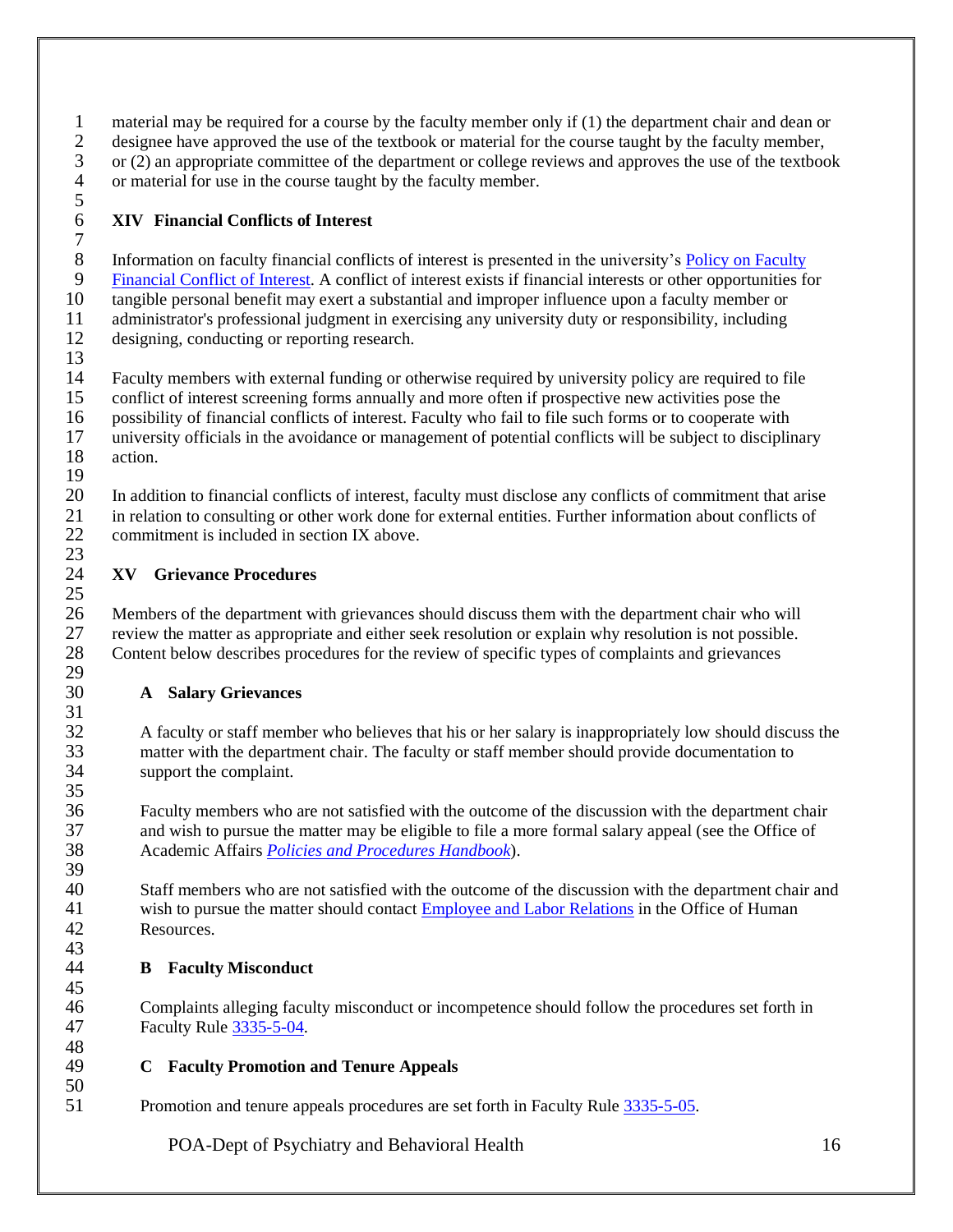material may be required for a course by the faculty member only if (1) the department chair and dean or designee have approved the use of the textbook or material for the course taught by the faculty member, or (2) an appropriate committee of the department or college reviews and approves the use of the textbook or material for use in the course taught by the faculty member.

## XIV Financial Conflicts of Interest

Information on faculty financial conflicts of interest is presented in the university's Policy on Faculty Financial Conflict of Interest. A conflict of interest exists if financial interests or other opportunities for tangible personal benefit may exert a substantial and improper influence upon a faculty member or administrator's professional judgment in exercising any university duty or responsibility, including designing, conducting or reporting research.

Faculty members with external funding or otherwise required by university policy are required to file conflict of interest screening forms annually and more often if prospective new activities pose the possibility of financial conflicts of interest. Faculty who fail to file such forms or to cooperate with university officials in the avoidance or management of potential conflicts will be subject to disciplinary action.

In addition to financial conflicts of interest, faculty must disclose any conflicts of commitment that arise in relation to consulting or other work done for external entities. Further information about conflicts of commitment is included in section IX above.

## XV Grievance Procedures

Members of the department with grievances should discuss them with the department chair who will review the matter as appropriate and either seek resolution or explain why resolution is not possible. Content below describes procedures for the review of specific types of complaints and grievances

### A Salary Grievances

A faculty or staff member who believes that his or her salary is inappropriately low should discuss the matter with the department chair. The faculty or staff member should provide documentation to support the complaint.

Faculty members who are not satisfied with the outcome of the discussion with the department chair and wish to pursue the matter may be eligible to file a more formal salary appeal (see the Office of Academic Affairs *Policies and Procedures Handbook*).

Staff members who are not satisfied with the outcome of the discussion with the department chair and wish to pursue the matter should contact Employee and Labor Relations in the Office of Human Resources.

### B Faculty Misconduct

Complaints alleging faculty misconduct or incompetence should follow the procedures set forth in Faculty Rule 3335-5-04.

### C Faculty Promotion and Tenure Appeals

Promotion and tenure appeals procedures are set forth in Faculty Rule 3335-5-05.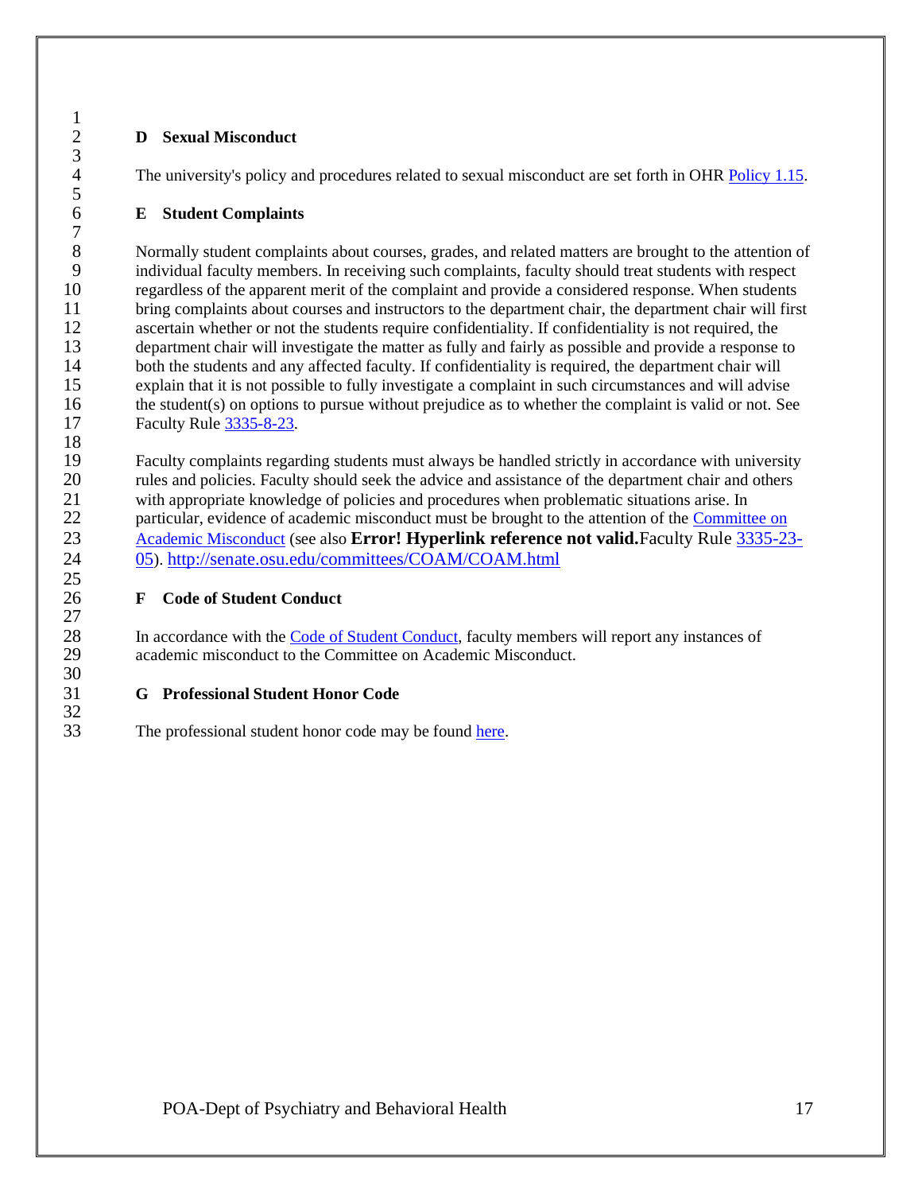## D Sexual Misconduct

The university's policy and procedures related to sexual misconduct are set forth in OHR Policy 1.15.

## E Student Complaints

Normally student complaints about courses, grades, and related matters are brought to the attention of individual faculty members. In receiving such complaints, faculty should treat students with respect regardless of the apparent merit of the complaint and provide a considered response. When students bring complaints about courses and instructors to the department chair, the department chair will first ascertain whether or not the students require confidentiality. If confidentiality is not required, the department chair will investigate the matter as fully and fairly as possible and provide a response to both the students and any affected faculty. If confidentiality is required, the department chair will explain that it is not possible to fully investigate a complaint in such circumstances and will advise the student(s) on options to pursue without prejudice as to whether the complaint is valid or not. See Faculty Rule 3335-8-23.

Faculty complaints regarding students must always be handled strictly in accordance with university rules and policies. Faculty should seek the advice and assistance of the department chair and others with appropriate knowledge of policies and procedures when problematic situations arise. In particular, evidence of academic misconduct must be brought to the attention of the Committee on Academic Misconduct (see also **Error! Hyperlink reference not valid.**Faculty Rule 3335-23-05). http://senate.osu.edu/committees/COAM/COAM.html

## F Code of Student Conduct

In accordance with the Code of Student Conduct, faculty members will report any instances of academic misconduct to the Committee on Academic Misconduct.

## G Professional Student Honor Code

The professional student honor code may be found here.